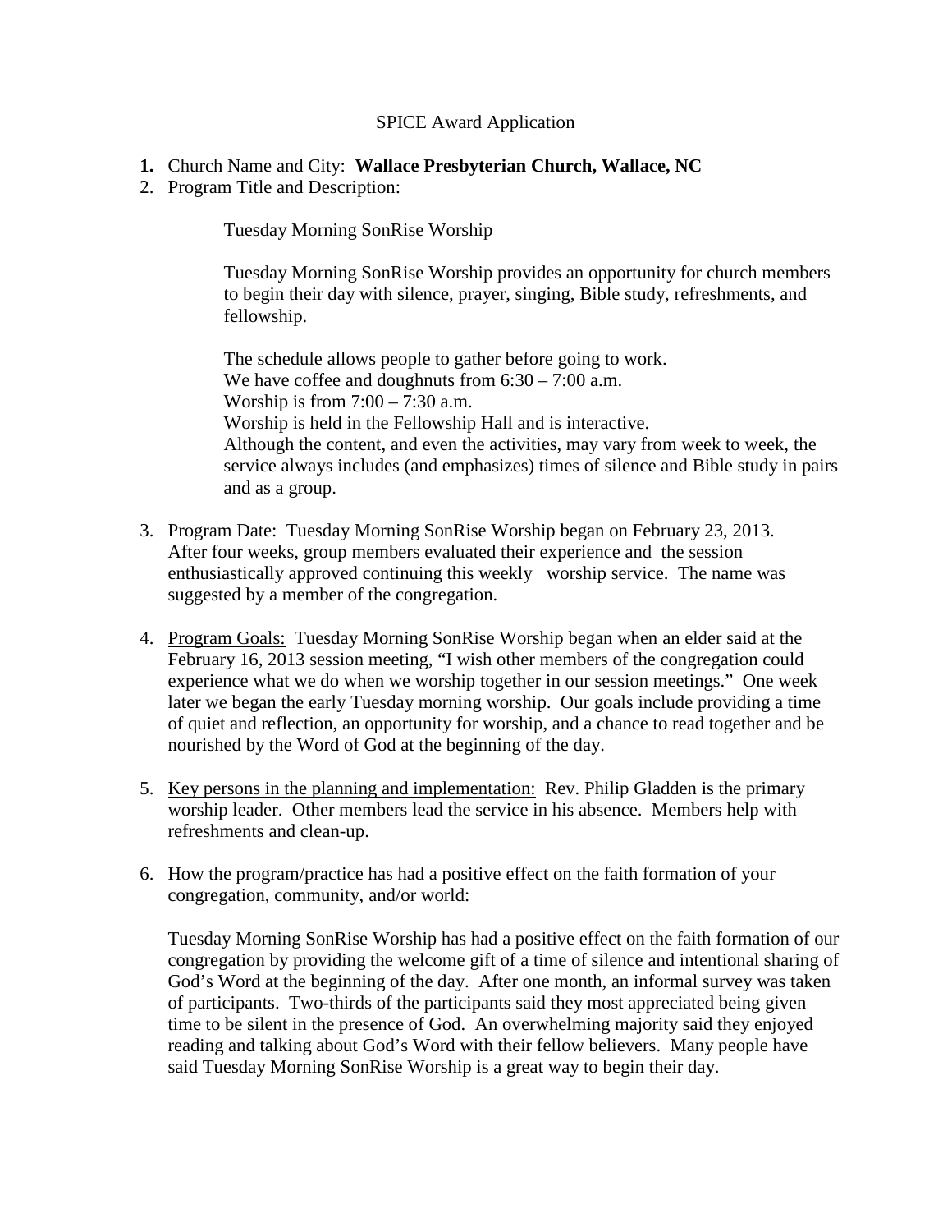# SPICE Award Application

1. Church Name and City: **Wallace Presbyterian Church, Wallace, NC**
2. Program Title and Description:

   Tuesday Morning SonRise Worship

   Tuesday Morning SonRise Worship provides an opportunity for church members to begin their day with silence, prayer, singing, Bible study, refreshments, and fellowship.

   The schedule allows people to gather before going to work.
   We have coffee and doughnuts from 6:30 – 7:00 a.m.
   Worship is from 7:00 – 7:30 a.m.
   Worship is held in the Fellowship Hall and is interactive.
   Although the content, and even the activities, may vary from week to week, the service always includes (and emphasizes) times of silence and Bible study in pairs and as a group.

3. Program Date: Tuesday Morning SonRise Worship began on February 23, 2013. After four weeks, group members evaluated their experience and the session enthusiastically approved continuing this weekly worship service. The name was suggested by a member of the congregation.

4. Program Goals: Tuesday Morning SonRise Worship began when an elder said at the February 16, 2013 session meeting, "I wish other members of the congregation could experience what we do when we worship together in our session meetings." One week later we began the early Tuesday morning worship. Our goals include providing a time of quiet and reflection, an opportunity for worship, and a chance to read together and be nourished by the Word of God at the beginning of the day.

5. Key persons in the planning and implementation: Rev. Philip Gladden is the primary worship leader. Other members lead the service in his absence. Members help with refreshments and clean-up.

6. How the program/practice has had a positive effect on the faith formation of your congregation, community, and/or world:

   Tuesday Morning SonRise Worship has had a positive effect on the faith formation of our congregation by providing the welcome gift of a time of silence and intentional sharing of God's Word at the beginning of the day. After one month, an informal survey was taken of participants. Two-thirds of the participants said they most appreciated being given time to be silent in the presence of God. An overwhelming majority said they enjoyed reading and talking about God's Word with their fellow believers. Many people have said Tuesday Morning SonRise Worship is a great way to begin their day.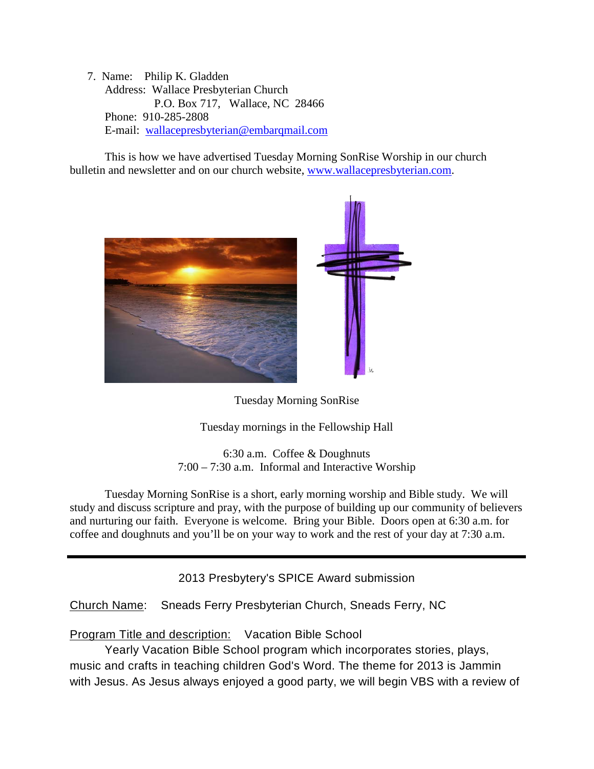7. Name: Philip K. Gladden
   Address: Wallace Presbyterian Church
   P.O. Box 717, Wallace, NC 28466
   Phone: 910-285-2808
   E-mail: wallacepresbyterian@embarqmail.com

This is how we have advertised Tuesday Morning SonRise Worship in our church bulletin and newsletter and on our church website, www.wallacepresbyterian.com.

Tuesday Morning SonRise

Tuesday mornings in the Fellowship Hall

6:30 a.m. Coffee & Doughnuts
7:00 – 7:30 a.m. Informal and Interactive Worship

Tuesday Morning SonRise is a short, early morning worship and Bible study. We will study and discuss scripture and pray, with the purpose of building up our community of believers and nurturing our faith. Everyone is welcome. Bring your Bible. Doors open at 6:30 a.m. for coffee and doughnuts and you'll be on your way to work and the rest of your day at 7:30 a.m.

---

2013 Presbytery's SPICE Award submission

Church Name: Sneads Ferry Presbyterian Church, Sneads Ferry, NC

Program Title and description: Vacation Bible School

Yearly Vacation Bible School program which incorporates stories, plays, music and crafts in teaching children God's Word. The theme for 2013 is Jammin with Jesus. As Jesus always enjoyed a good party, we will begin VBS with a review of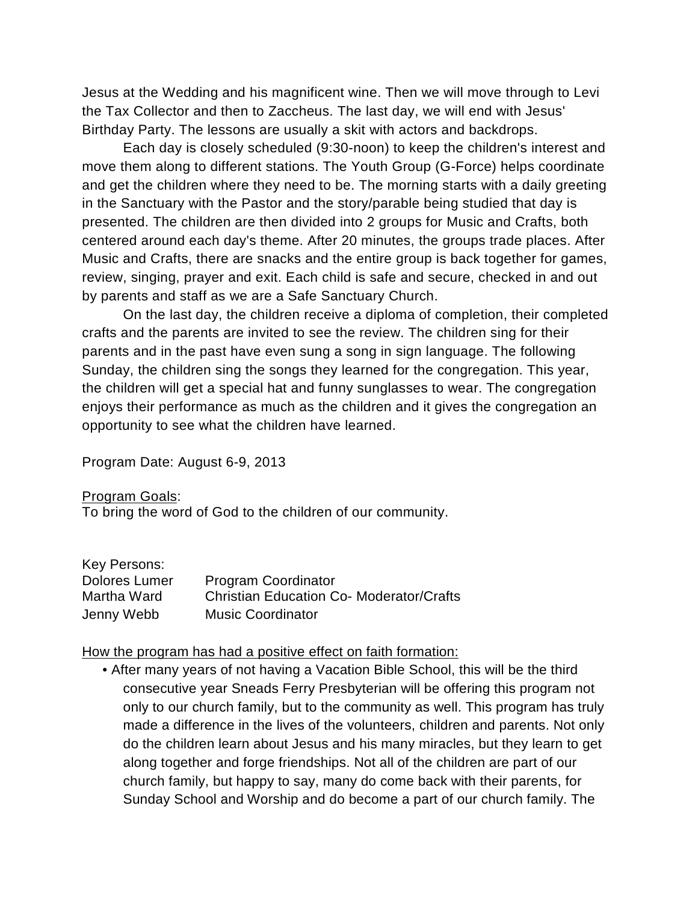Jesus at the Wedding and his magnificent wine. Then we will move through to Levi the Tax Collector and then to Zaccheus. The last day, we will end with Jesus' Birthday Party. The lessons are usually a skit with actors and backdrops.

Each day is closely scheduled (9:30-noon) to keep the children's interest and move them along to different stations. The Youth Group (G-Force) helps coordinate and get the children where they need to be. The morning starts with a daily greeting in the Sanctuary with the Pastor and the story/parable being studied that day is presented. The children are then divided into 2 groups for Music and Crafts, both centered around each day's theme. After 20 minutes, the groups trade places. After Music and Crafts, there are snacks and the entire group is back together for games, review, singing, prayer and exit. Each child is safe and secure, checked in and out by parents and staff as we are a Safe Sanctuary Church.

On the last day, the children receive a diploma of completion, their completed crafts and the parents are invited to see the review. The children sing for their parents and in the past have even sung a song in sign language. The following Sunday, the children sing the songs they learned for the congregation. This year, the children will get a special hat and funny sunglasses to wear. The congregation enjoys their performance as much as the children and it gives the congregation an opportunity to see what the children have learned.

Program Date: August 6-9, 2013

<u>Program Goals</u>:
To bring the word of God to the children of our community.

Key Persons:

| | |
|---|---|
| Dolores Lumer | Program Coordinator |
| Martha Ward | Christian Education Co- Moderator/Crafts |
| Jenny Webb | Music Coordinator |

<u>How the program has had a positive effect on faith formation:</u>

- After many years of not having a Vacation Bible School, this will be the third consecutive year Sneads Ferry Presbyterian will be offering this program not only to our church family, but to the community as well. This program has truly made a difference in the lives of the volunteers, children and parents. Not only do the children learn about Jesus and his many miracles, but they learn to get along together and forge friendships. Not all of the children are part of our church family, but happy to say, many do come back with their parents, for Sunday School and Worship and do become a part of our church family. The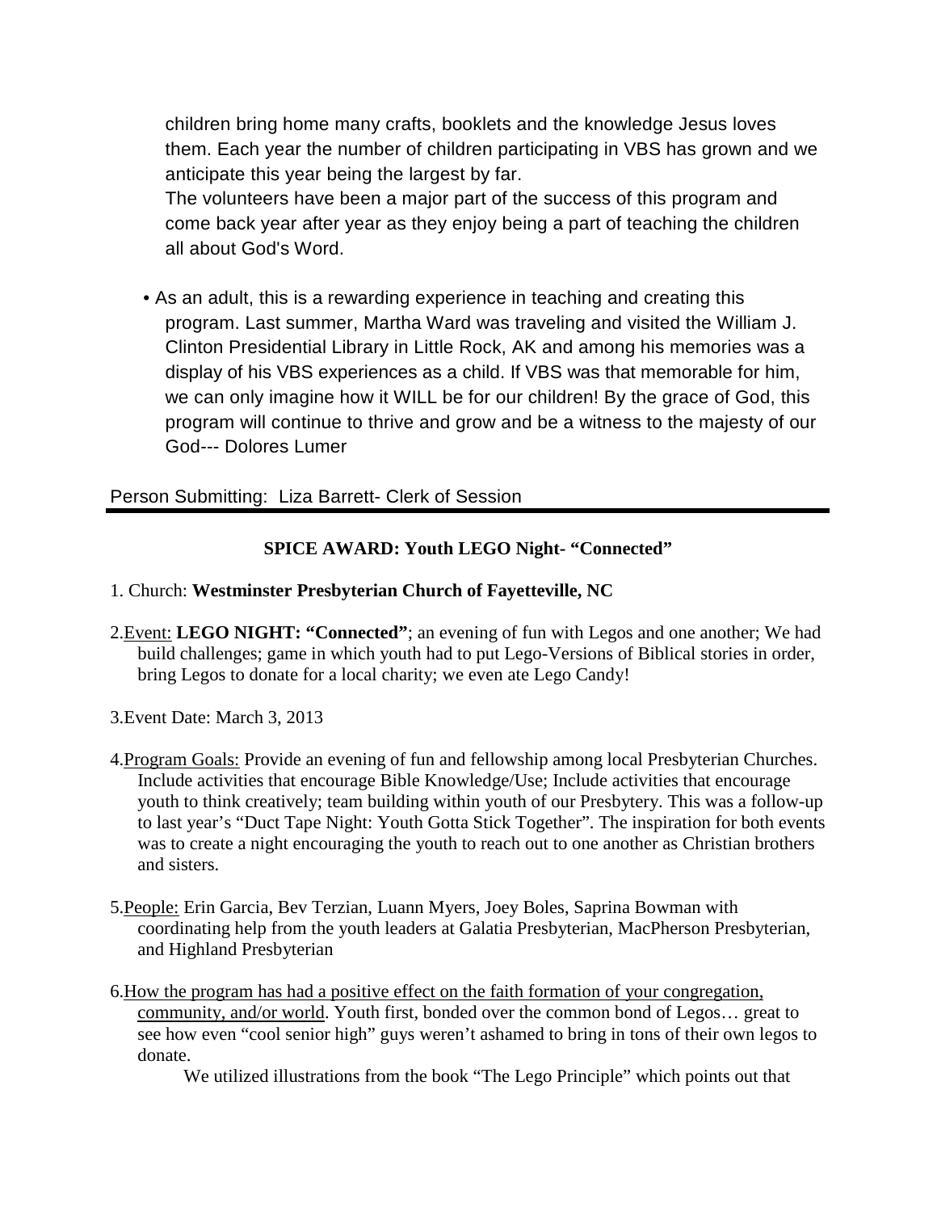children bring home many crafts, booklets and the knowledge Jesus loves them. Each year the number of children participating in VBS has grown and we anticipate this year being the largest by far.
The volunteers have been a major part of the success of this program and come back year after year as they enjoy being a part of teaching the children all about God's Word.

- As an adult, this is a rewarding experience in teaching and creating this program. Last summer, Martha Ward was traveling and visited the William J. Clinton Presidential Library in Little Rock, AK and among his memories was a display of his VBS experiences as a child. If VBS was that memorable for him, we can only imagine how it WILL be for our children! By the grace of God, this program will continue to thrive and grow and be a witness to the majesty of our God--- Dolores Lumer

Person Submitting: Liza Barrett- Clerk of Session

---

**SPICE AWARD: Youth LEGO Night- "Connected"**

1. Church: **Westminster Presbyterian Church of Fayetteville, NC**

2. Event: **LEGO NIGHT: "Connected"**; an evening of fun with Legos and one another; We had build challenges; game in which youth had to put Lego-Versions of Biblical stories in order, bring Legos to donate for a local charity; we even ate Lego Candy!

3. Event Date: March 3, 2013

4. Program Goals: Provide an evening of fun and fellowship among local Presbyterian Churches. Include activities that encourage Bible Knowledge/Use; Include activities that encourage youth to think creatively; team building within youth of our Presbytery. This was a follow-up to last year's "Duct Tape Night: Youth Gotta Stick Together". The inspiration for both events was to create a night encouraging the youth to reach out to one another as Christian brothers and sisters.

5. People: Erin Garcia, Bev Terzian, Luann Myers, Joey Boles, Saprina Bowman with coordinating help from the youth leaders at Galatia Presbyterian, MacPherson Presbyterian, and Highland Presbyterian

6. How the program has had a positive effect on the faith formation of your congregation, community, and/or world. Youth first, bonded over the common bond of Legos… great to see how even "cool senior high" guys weren't ashamed to bring in tons of their own legos to donate.

   We utilized illustrations from the book "The Lego Principle" which points out that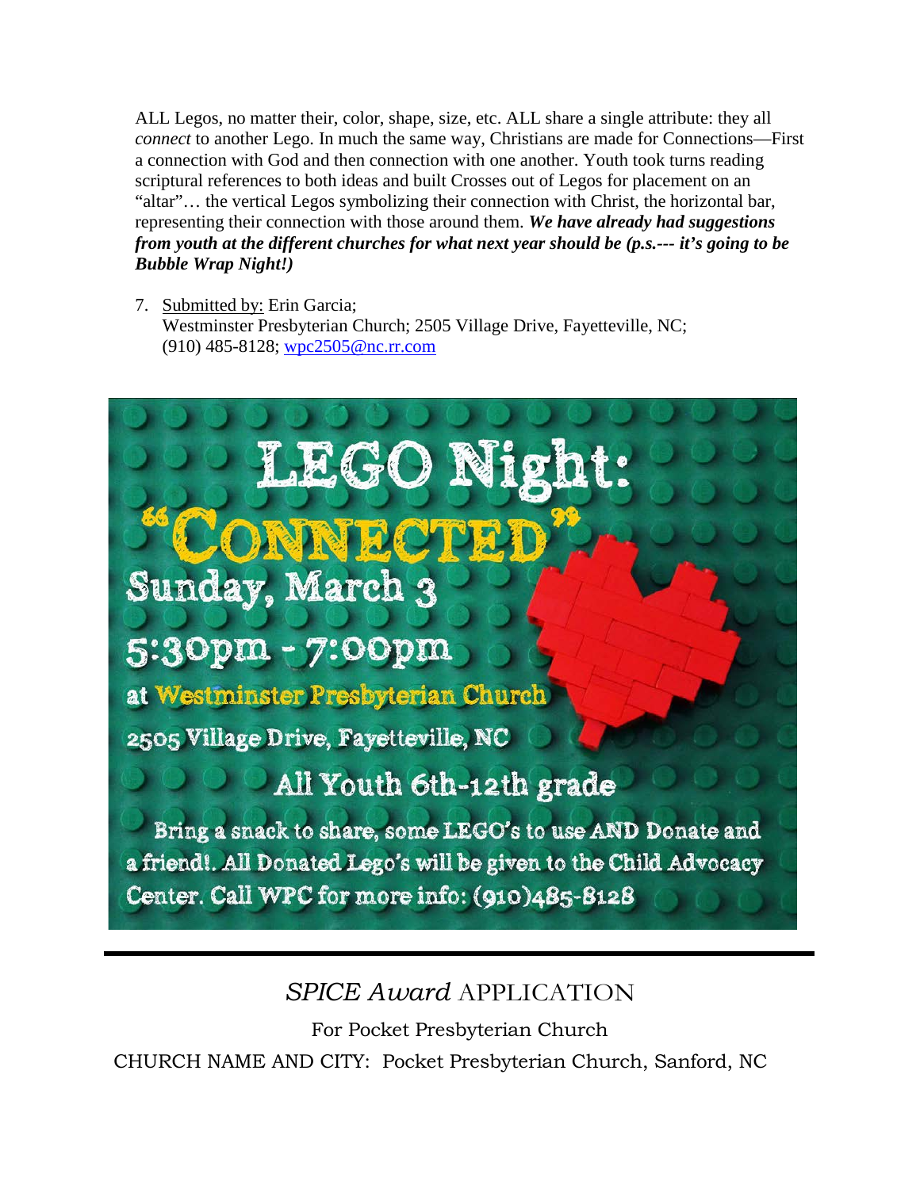ALL Legos, no matter their, color, shape, size, etc. ALL share a single attribute: they all *connect* to another Lego. In much the same way, Christians are made for Connections—First a connection with God and then connection with one another. Youth took turns reading scriptural references to both ideas and built Crosses out of Legos for placement on an "altar"… the vertical Legos symbolizing their connection with Christ, the horizontal bar, representing their connection with those around them. ***We have already had suggestions from youth at the different churches for what next year should be (p.s.--- it's going to be Bubble Wrap Night!)***

7. Submitted by: Erin Garcia;
   Westminster Presbyterian Church; 2505 Village Drive, Fayetteville, NC;
   (910) 485-8128; wpc2505@nc.rr.com

LEGO Night:
"CONNECTED"
Sunday, March 3
5:30pm - 7:00pm
at Westminster Presbyterian Church
2505 Village Drive, Fayetteville, NC
All Youth 6th-12th grade
Bring a snack to share, some LEGO's to use AND Donate and a friend!. All Donated Lego's will be given to the Child Advocacy Center. Call WPC for more info: (910)485-8128

---

## *SPICE Award* APPLICATION

For Pocket Presbyterian Church

CHURCH NAME AND CITY: Pocket Presbyterian Church, Sanford, NC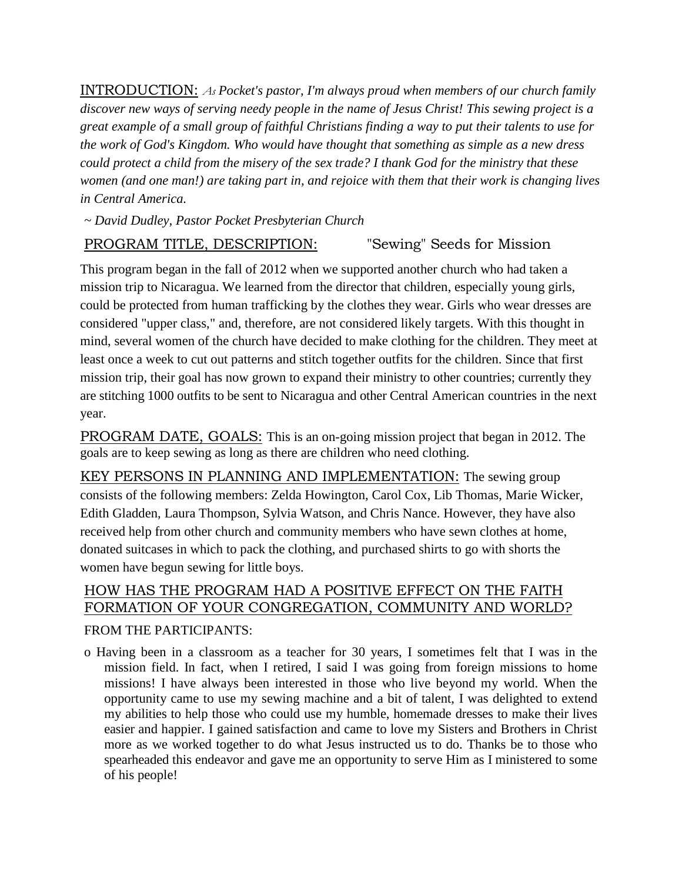INTRODUCTION: *As Pocket's pastor, I'm always proud when members of our church family discover new ways of serving needy people in the name of Jesus Christ! This sewing project is a great example of a small group of faithful Christians finding a way to put their talents to use for the work of God's Kingdom. Who would have thought that something as simple as a new dress could protect a child from the misery of the sex trade? I thank God for the ministry that these women (and one man!) are taking part in, and rejoice with them that their work is changing lives in Central America.*

*~ David Dudley, Pastor Pocket Presbyterian Church*

PROGRAM TITLE, DESCRIPTION: "Sewing" Seeds for Mission

This program began in the fall of 2012 when we supported another church who had taken a mission trip to Nicaragua. We learned from the director that children, especially young girls, could be protected from human trafficking by the clothes they wear. Girls who wear dresses are considered "upper class," and, therefore, are not considered likely targets. With this thought in mind, several women of the church have decided to make clothing for the children. They meet at least once a week to cut out patterns and stitch together outfits for the children. Since that first mission trip, their goal has now grown to expand their ministry to other countries; currently they are stitching 1000 outfits to be sent to Nicaragua and other Central American countries in the next year.

PROGRAM DATE, GOALS: This is an on-going mission project that began in 2012. The goals are to keep sewing as long as there are children who need clothing.

KEY PERSONS IN PLANNING AND IMPLEMENTATION: The sewing group consists of the following members: Zelda Howington, Carol Cox, Lib Thomas, Marie Wicker, Edith Gladden, Laura Thompson, Sylvia Watson, and Chris Nance. However, they have also received help from other church and community members who have sewn clothes at home, donated suitcases in which to pack the clothing, and purchased shirts to go with shorts the women have begun sewing for little boys.

HOW HAS THE PROGRAM HAD A POSITIVE EFFECT ON THE FAITH FORMATION OF YOUR CONGREGATION, COMMUNITY AND WORLD?

FROM THE PARTICIPANTS:

- Having been in a classroom as a teacher for 30 years, I sometimes felt that I was in the mission field. In fact, when I retired, I said I was going from foreign missions to home missions! I have always been interested in those who live beyond my world. When the opportunity came to use my sewing machine and a bit of talent, I was delighted to extend my abilities to help those who could use my humble, homemade dresses to make their lives easier and happier. I gained satisfaction and came to love my Sisters and Brothers in Christ more as we worked together to do what Jesus instructed us to do. Thanks be to those who spearheaded this endeavor and gave me an opportunity to serve Him as I ministered to some of his people!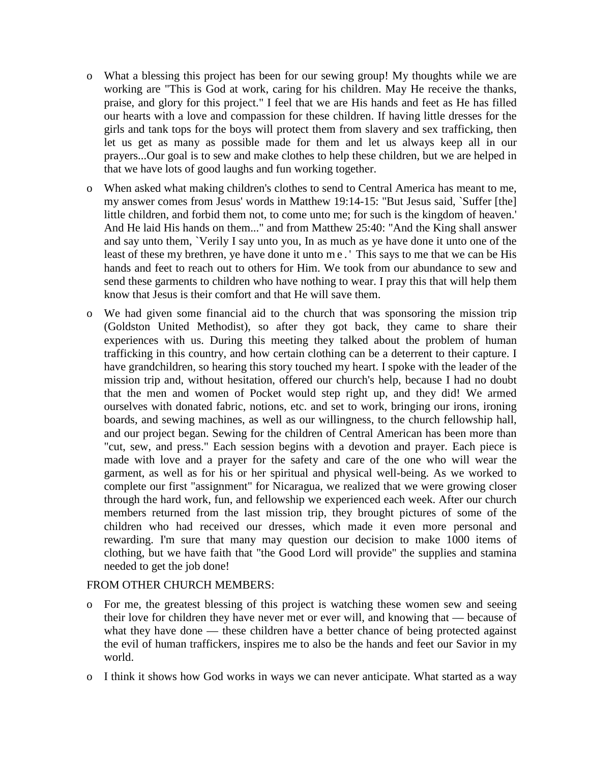- What a blessing this project has been for our sewing group! My thoughts while we are working are "This is God at work, caring for his children. May He receive the thanks, praise, and glory for this project." I feel that we are His hands and feet as He has filled our hearts with a love and compassion for these children. If having little dresses for the girls and tank tops for the boys will protect them from slavery and sex trafficking, then let us get as many as possible made for them and let us always keep all in our prayers...Our goal is to sew and make clothes to help these children, but we are helped in that we have lots of good laughs and fun working together.

- When asked what making children's clothes to send to Central America has meant to me, my answer comes from Jesus' words in Matthew 19:14-15: "But Jesus said, `Suffer [the] little children, and forbid them not, to come unto me; for such is the kingdom of heaven.' And He laid His hands on them..." and from Matthew 25:40: "And the King shall answer and say unto them, `Verily I say unto you, In as much as ye have done it unto one of the least of these my brethren, ye have done it unto me.' This says to me that we can be His hands and feet to reach out to others for Him. We took from our abundance to sew and send these garments to children who have nothing to wear. I pray this that will help them know that Jesus is their comfort and that He will save them.

- We had given some financial aid to the church that was sponsoring the mission trip (Goldston United Methodist), so after they got back, they came to share their experiences with us. During this meeting they talked about the problem of human trafficking in this country, and how certain clothing can be a deterrent to their capture. I have grandchildren, so hearing this story touched my heart. I spoke with the leader of the mission trip and, without hesitation, offered our church's help, because I had no doubt that the men and women of Pocket would step right up, and they did! We armed ourselves with donated fabric, notions, etc. and set to work, bringing our irons, ironing boards, and sewing machines, as well as our willingness, to the church fellowship hall, and our project began. Sewing for the children of Central American has been more than "cut, sew, and press." Each session begins with a devotion and prayer. Each piece is made with love and a prayer for the safety and care of the one who will wear the garment, as well as for his or her spiritual and physical well-being. As we worked to complete our first "assignment" for Nicaragua, we realized that we were growing closer through the hard work, fun, and fellowship we experienced each week. After our church members returned from the last mission trip, they brought pictures of some of the children who had received our dresses, which made it even more personal and rewarding. I'm sure that many may question our decision to make 1000 items of clothing, but we have faith that "the Good Lord will provide" the supplies and stamina needed to get the job done!

FROM OTHER CHURCH MEMBERS:

- For me, the greatest blessing of this project is watching these women sew and seeing their love for children they have never met or ever will, and knowing that — because of what they have done — these children have a better chance of being protected against the evil of human traffickers, inspires me to also be the hands and feet our Savior in my world.

- I think it shows how God works in ways we can never anticipate. What started as a way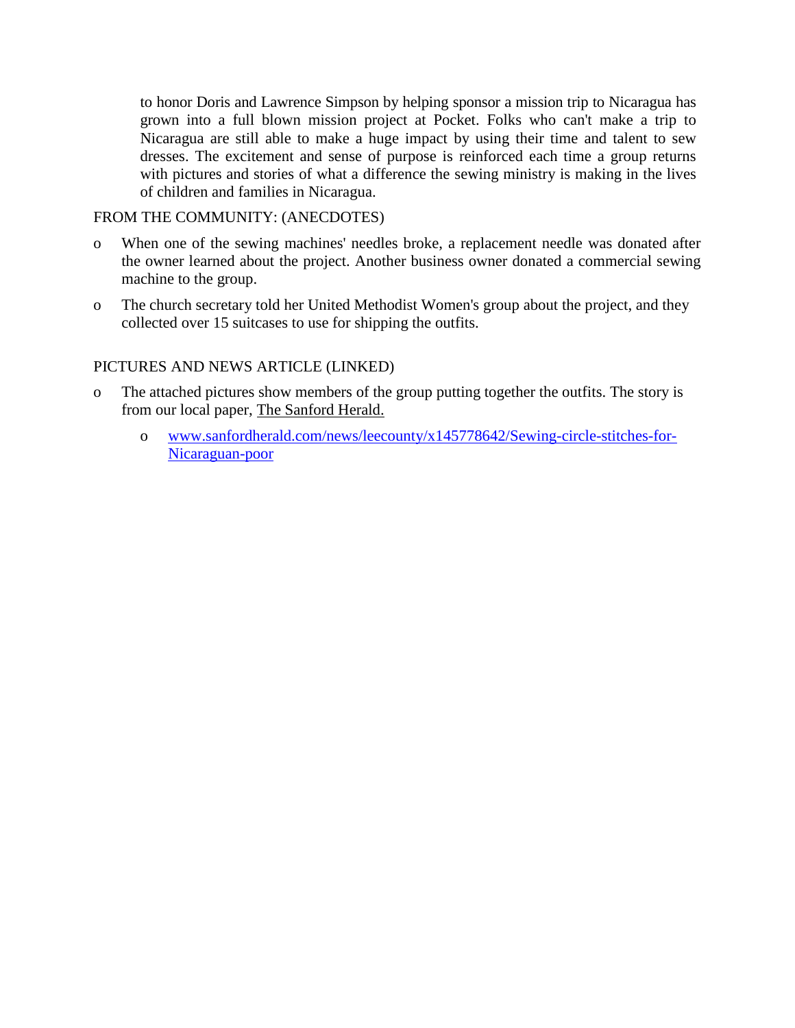to honor Doris and Lawrence Simpson by helping sponsor a mission trip to Nicaragua has grown into a full blown mission project at Pocket. Folks who can't make a trip to Nicaragua are still able to make a huge impact by using their time and talent to sew dresses. The excitement and sense of purpose is reinforced each time a group returns with pictures and stories of what a difference the sewing ministry is making in the lives of children and families in Nicaragua.

FROM THE COMMUNITY: (ANECDOTES)

- When one of the sewing machines' needles broke, a replacement needle was donated after the owner learned about the project. Another business owner donated a commercial sewing machine to the group.
- The church secretary told her United Methodist Women's group about the project, and they collected over 15 suitcases to use for shipping the outfits.

PICTURES AND NEWS ARTICLE (LINKED)

- The attached pictures show members of the group putting together the outfits. The story is from our local paper, The Sanford Herald.
    - [www.sanfordherald.com/news/leecounty/x145778642/Sewing-circle-stitches-for-Nicaraguan-poor](http://www.sanfordherald.com/news/leecounty/x145778642/Sewing-circle-stitches-for-Nicaraguan-poor)